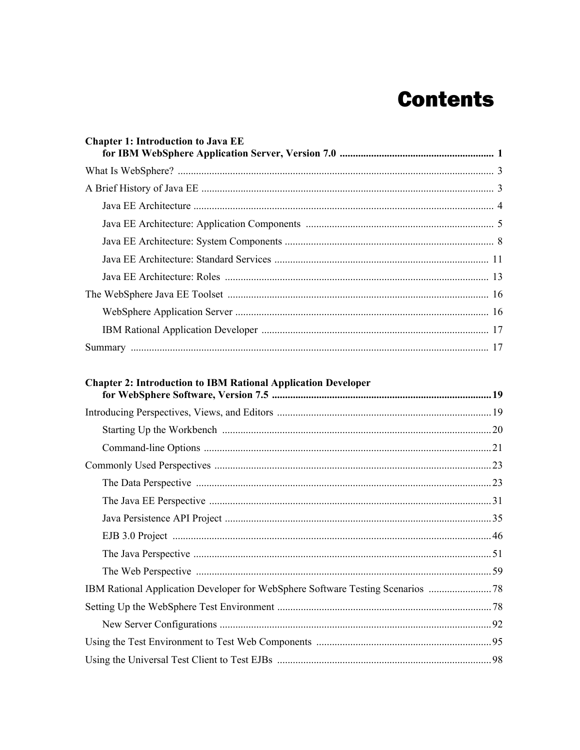# Contents

**Chapter 1: Introduction to Java EE for IBM WebSphere Application Server, Version 7.0 .......... 1**

What Is WebSphere? .......... 3

A Brief History of Java EE .......... 3

- Java EE Architecture .......... 4
- Java EE Architecture: Application Components .......... 5
- Java EE Architecture: System Components .......... 8
- Java EE Architecture: Standard Services .......... 11
- Java EE Architecture: Roles .......... 13

The WebSphere Java EE Toolset .......... 16

- WebSphere Application Server .......... 16
- IBM Rational Application Developer .......... 17

Summary .......... 17

**Chapter 2: Introduction to IBM Rational Application Developer for WebSphere Software, Version 7.5 .......... 19**

Introducing Perspectives, Views, and Editors .......... 19

- Starting Up the Workbench .......... 20
- Command-line Options .......... 21

Commonly Used Perspectives .......... 23

- The Data Perspective .......... 23
- The Java EE Perspective .......... 31
- Java Persistence API Project .......... 35
- EJB 3.0 Project .......... 46
- The Java Perspective .......... 51
- The Web Perspective .......... 59

IBM Rational Application Developer for WebSphere Software Testing Scenarios .......... 78

Setting Up the WebSphere Test Environment .......... 78

- New Server Configurations .......... 92

Using the Test Environment to Test Web Components .......... 95

Using the Universal Test Client to Test EJBs .......... 98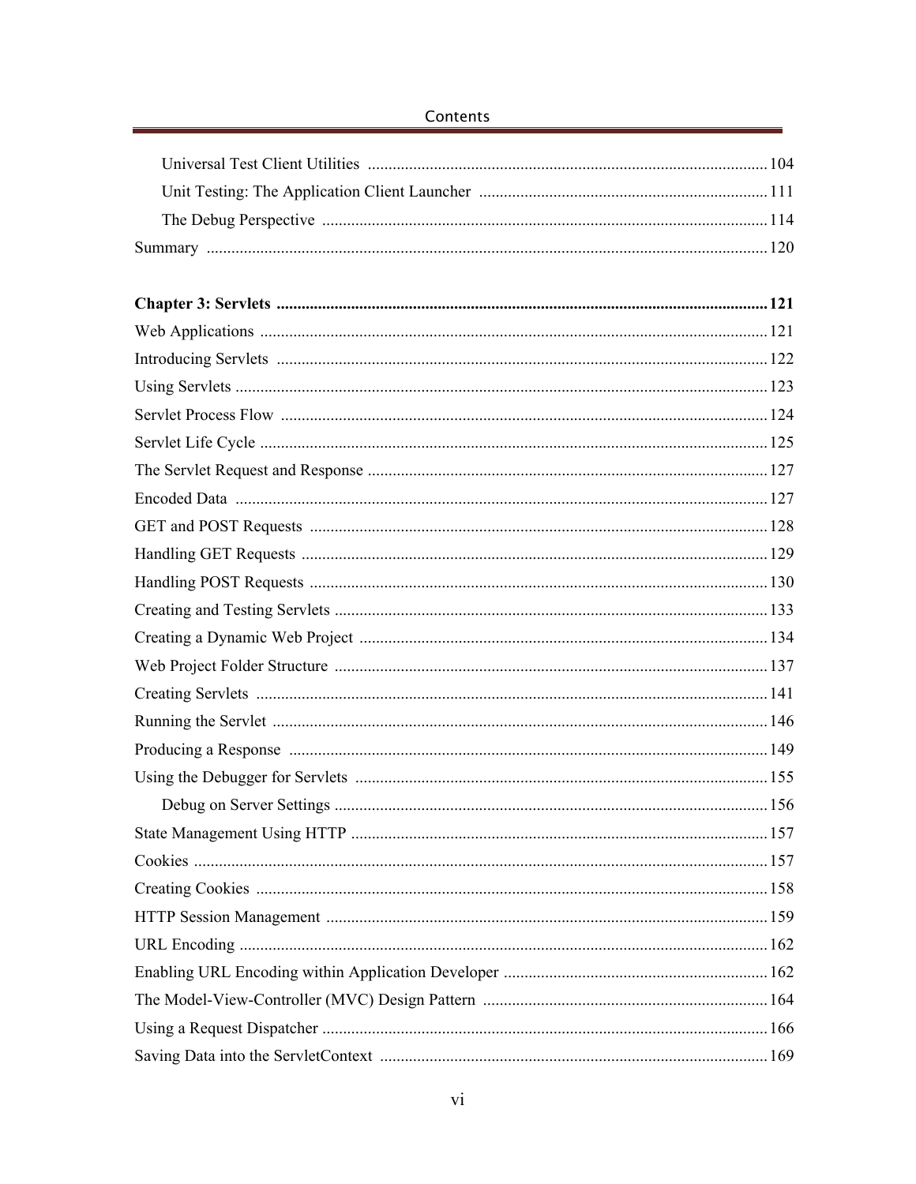Universal Test Client Utilities ........................................................................................ 104

Unit Testing: The Application Client Launcher ..................................................................... 111

The Debug Perspective ........................................................................................................ 114

Summary ............................................................................................................................... 120

**Chapter 3: Servlets ........................................................................................................... 121**

Web Applications ................................................................................................................. 121

Introducing Servlets ............................................................................................................. 122

Using Servlets ....................................................................................................................... 123

Servlet Process Flow ............................................................................................................ 124

Servlet Life Cycle ................................................................................................................. 125

The Servlet Request and Response ...................................................................................... 127

Encoded Data ....................................................................................................................... 127

GET and POST Requests ..................................................................................................... 128

Handling GET Requests ....................................................................................................... 129

Handling POST Requests ..................................................................................................... 130

Creating and Testing Servlets .............................................................................................. 133

Creating a Dynamic Web Project ......................................................................................... 134

Web Project Folder Structure ............................................................................................... 137

Creating Servlets .................................................................................................................. 141

Running the Servlet .............................................................................................................. 146

Producing a Response .......................................................................................................... 149

Using the Debugger for Servlets .......................................................................................... 155

Debug on Server Settings ..................................................................................................... 156

State Management Using HTTP ........................................................................................... 157

Cookies ................................................................................................................................ 157

Creating Cookies .................................................................................................................. 158

HTTP Session Management ................................................................................................. 159

URL Encoding ...................................................................................................................... 162

Enabling URL Encoding within Application Developer ...................................................... 162

The Model-View-Controller (MVC) Design Pattern ............................................................ 164

Using a Request Dispatcher .................................................................................................. 166

Saving Data into the ServletContext .................................................................................... 169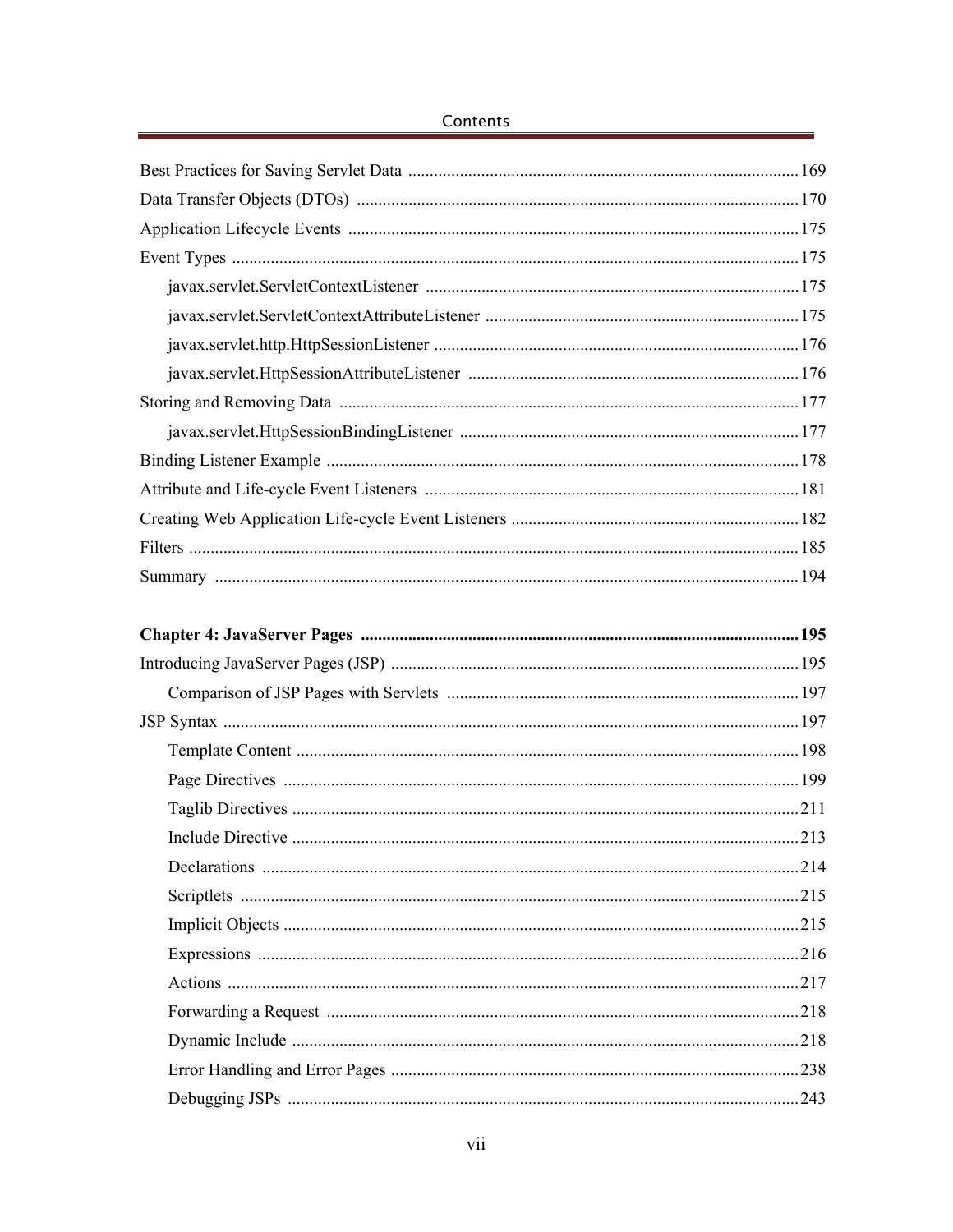Best Practices for Saving Servlet Data ........................................................................................ 169

Data Transfer Objects (DTOs) .................................................................................................... 170

Application Lifecycle Events ...................................................................................................... 175

Event Types ................................................................................................................................. 175

    javax.servlet.ServletContextListener ..................................................................................... 175

    javax.servlet.ServletContextAttributeListener ........................................................................ 175

    javax.servlet.http.HttpSessionListener .................................................................................... 176

    javax.servlet.HttpSessionAttributeListener ............................................................................ 176

Storing and Removing Data ........................................................................................................ 177

    javax.servlet.HttpSessionBindingListener .............................................................................. 177

Binding Listener Example ........................................................................................................... 178

Attribute and Life-cycle Event Listeners ..................................................................................... 181

Creating Web Application Life-cycle Event Listeners .................................................................. 182

Filters .......................................................................................................................................... 185

Summary ..................................................................................................................................... 194

**Chapter 4: JavaServer Pages ..................................................................................................... 195**

Introducing JavaServer Pages (JSP) ............................................................................................. 195

    Comparison of JSP Pages with Servlets ................................................................................. 197

JSP Syntax ................................................................................................................................... 197

    Template Content ................................................................................................................... 198

    Page Directives ...................................................................................................................... 199

    Taglib Directives .................................................................................................................... 211

    Include Directive .................................................................................................................... 213

    Declarations ........................................................................................................................... 214

    Scriptlets ................................................................................................................................ 215

    Implicit Objects ...................................................................................................................... 215

    Expressions ............................................................................................................................ 216

    Actions ................................................................................................................................... 217

    Forwarding a Request ............................................................................................................ 218

    Dynamic Include .................................................................................................................... 218

    Error Handling and Error Pages ............................................................................................. 238

    Debugging JSPs ..................................................................................................................... 243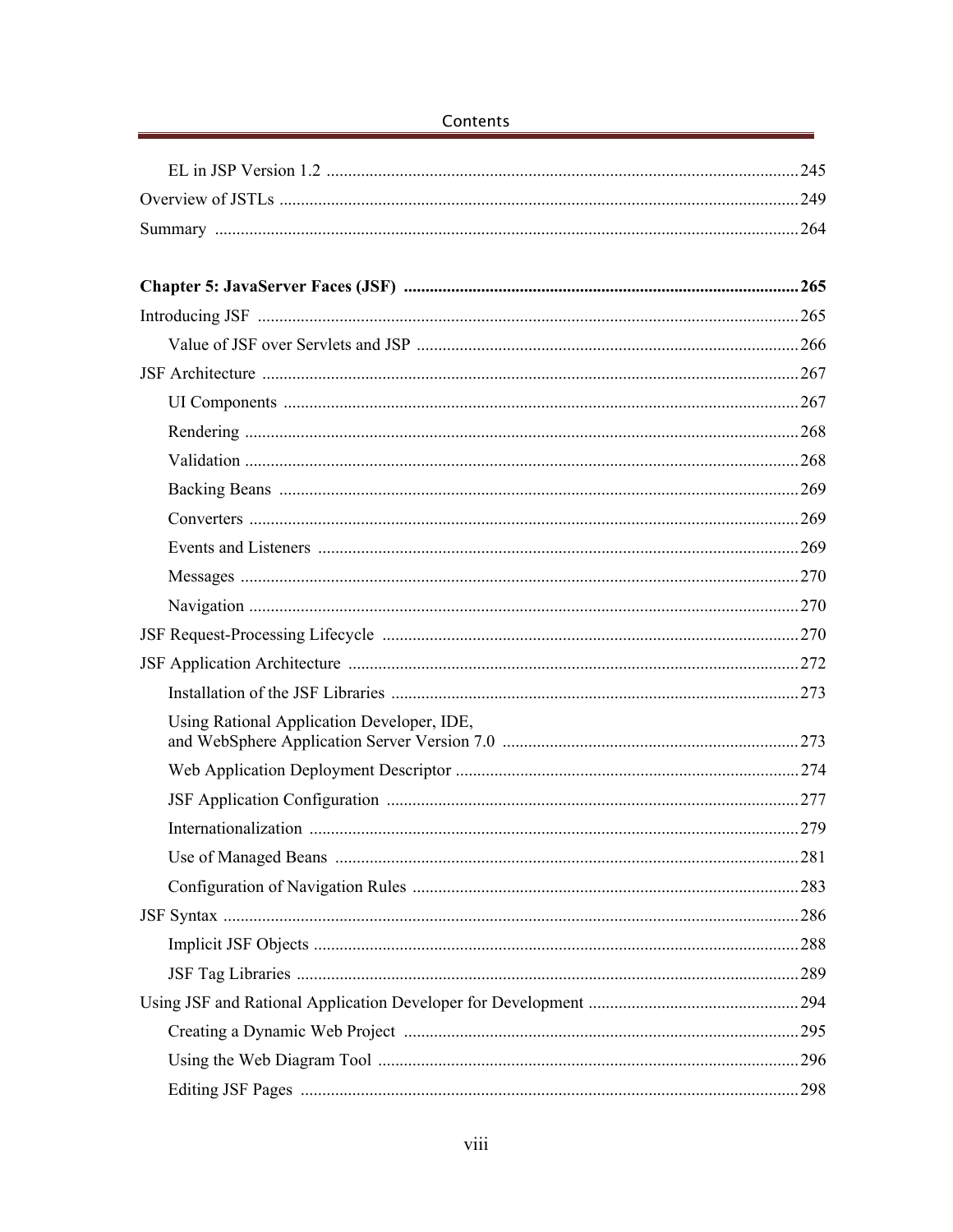EL in JSP Version 1.2 ..... 245

Overview of JSTLs ..... 249

Summary ..... 264

**Chapter 5: JavaServer Faces (JSF) ..... 265**

Introducing JSF ..... 265

Value of JSF over Servlets and JSP ..... 266

JSF Architecture ..... 267

UI Components ..... 267

Rendering ..... 268

Validation ..... 268

Backing Beans ..... 269

Converters ..... 269

Events and Listeners ..... 269

Messages ..... 270

Navigation ..... 270

JSF Request-Processing Lifecycle ..... 270

JSF Application Architecture ..... 272

Installation of the JSF Libraries ..... 273

Using Rational Application Developer, IDE, and WebSphere Application Server Version 7.0 ..... 273

Web Application Deployment Descriptor ..... 274

JSF Application Configuration ..... 277

Internationalization ..... 279

Use of Managed Beans ..... 281

Configuration of Navigation Rules ..... 283

JSF Syntax ..... 286

Implicit JSF Objects ..... 288

JSF Tag Libraries ..... 289

Using JSF and Rational Application Developer for Development ..... 294

Creating a Dynamic Web Project ..... 295

Using the Web Diagram Tool ..... 296

Editing JSF Pages ..... 298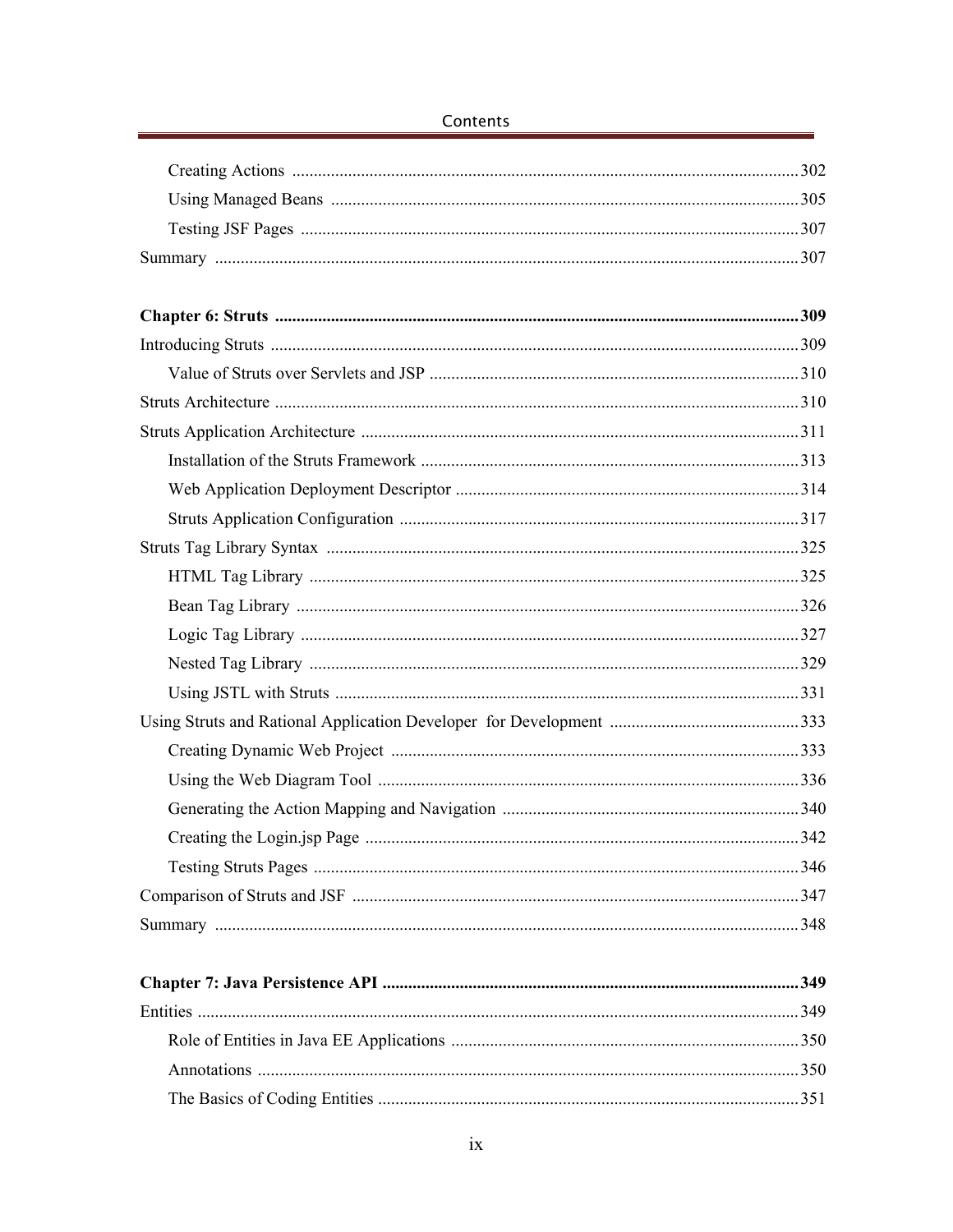Creating Actions ..................................................................................................... 302

Using Managed Beans ............................................................................................ 305

Testing JSF Pages ................................................................................................... 307

Summary ....................................................................................................................... 307

**Chapter 6: Struts ......................................................................................................... 309**

Introducing Struts .......................................................................................................... 309

Value of Struts over Servlets and JSP ..................................................................... 310

Struts Architecture ......................................................................................................... 310

Struts Application Architecture ..................................................................................... 311

Installation of the Struts Framework ....................................................................... 313

Web Application Deployment Descriptor ............................................................... 314

Struts Application Configuration ............................................................................ 317

Struts Tag Library Syntax ............................................................................................. 325

HTML Tag Library ................................................................................................. 325

Bean Tag Library .................................................................................................... 326

Logic Tag Library ................................................................................................... 327

Nested Tag Library ................................................................................................. 329

Using JSTL with Struts ........................................................................................... 331

Using Struts and Rational Application Developer for Development ............................ 333

Creating Dynamic Web Project .............................................................................. 333

Using the Web Diagram Tool ................................................................................. 336

Generating the Action Mapping and Navigation .................................................... 340

Creating the Login.jsp Page .................................................................................... 342

Testing Struts Pages ................................................................................................ 346

Comparison of Struts and JSF ....................................................................................... 347

Summary ....................................................................................................................... 348

**Chapter 7: Java Persistence API ................................................................................. 349**

Entities .......................................................................................................................... 349

Role of Entities in Java EE Applications ................................................................ 350

Annotations ............................................................................................................ 350

The Basics of Coding Entities ................................................................................. 351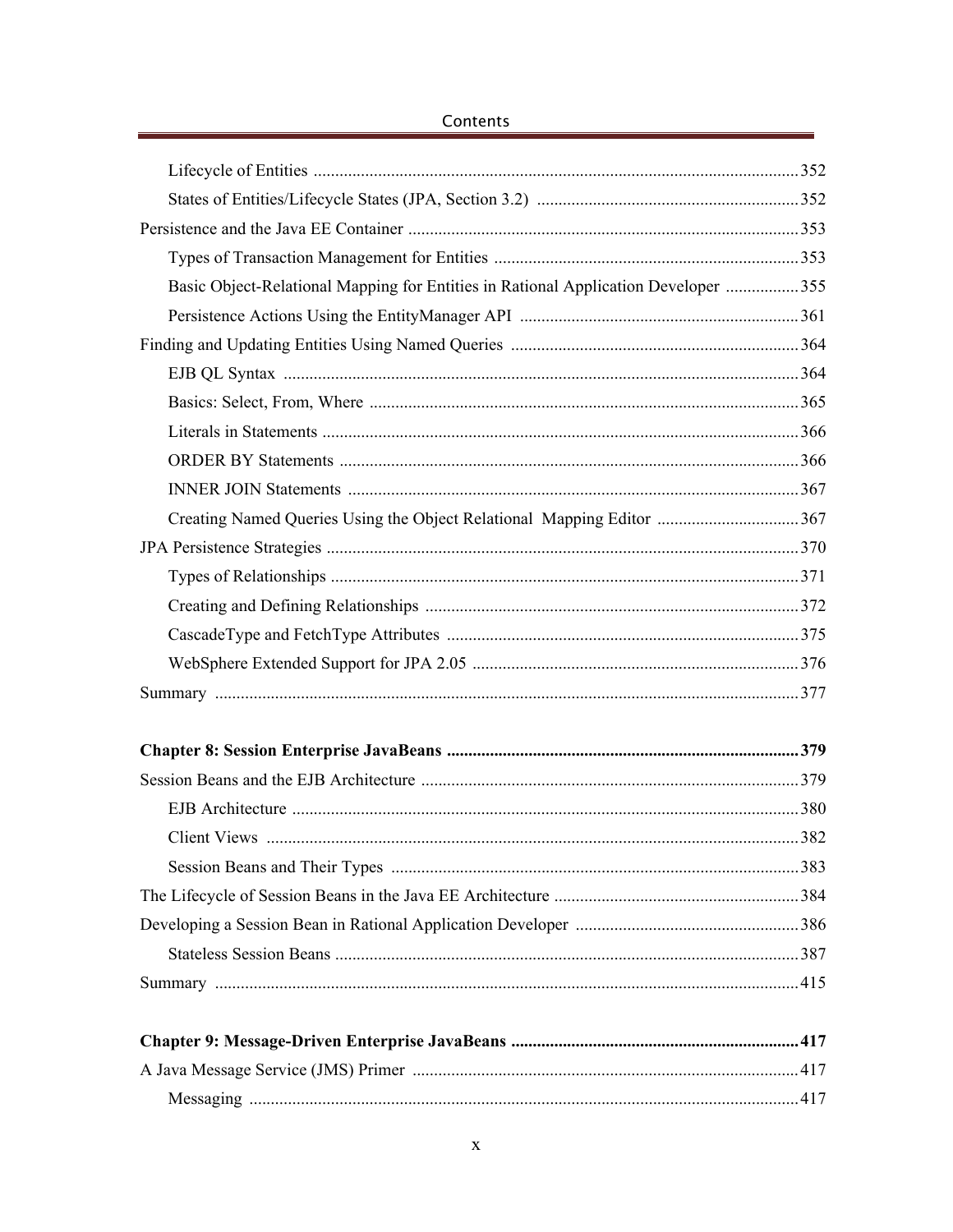Lifecycle of Entities ........................................................................................................ 352

States of Entities/Lifecycle States (JPA, Section 3.2) .............................................................. 352

Persistence and the Java EE Container ........................................................................................ 353

Types of Transaction Management for Entities ........................................................................ 353

Basic Object-Relational Mapping for Entities in Rational Application Developer ................. 355

Persistence Actions Using the EntityManager API .................................................................. 361

Finding and Updating Entities Using Named Queries ................................................................. 364

EJB QL Syntax ........................................................................................................................ 364

Basics: Select, From, Where .................................................................................................... 365

Literals in Statements ............................................................................................................... 366

ORDER BY Statements ........................................................................................................... 366

INNER JOIN Statements ......................................................................................................... 367

Creating Named Queries Using the Object Relational Mapping Editor ................................. 367

JPA Persistence Strategies ............................................................................................................ 370

Types of Relationships ............................................................................................................. 371

Creating and Defining Relationships ....................................................................................... 372

CascadeType and FetchType Attributes .................................................................................. 375

WebSphere Extended Support for JPA 2.05 ............................................................................ 376

Summary ...................................................................................................................................... 377

**Chapter 8: Session Enterprise JavaBeans .................................................................................. 379**

Session Beans and the EJB Architecture ...................................................................................... 379

EJB Architecture ...................................................................................................................... 380

Client Views ............................................................................................................................ 382

Session Beans and Their Types ............................................................................................... 383

The Lifecycle of Session Beans in the Java EE Architecture ....................................................... 384

Developing a Session Bean in Rational Application Developer ................................................... 386

Stateless Session Beans ............................................................................................................ 387

Summary ...................................................................................................................................... 415

**Chapter 9: Message-Driven Enterprise JavaBeans .................................................................... 417**

A Java Message Service (JMS) Primer ........................................................................................ 417

Messaging ................................................................................................................................. 417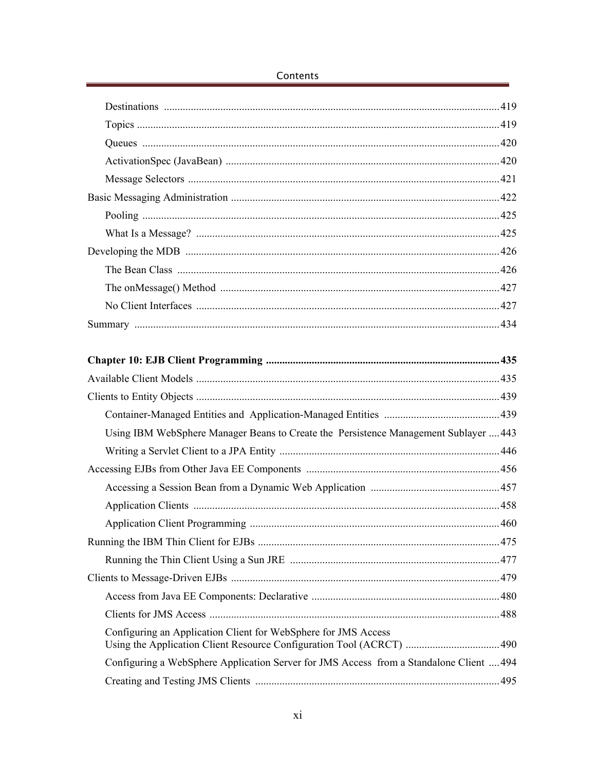- Destinations ... 419
- Topics ... 419
- Queues ... 420
- ActivationSpec (JavaBean) ... 420
- Message Selectors ... 421

Basic Messaging Administration ... 422

- Pooling ... 425
- What Is a Message? ... 425

Developing the MDB ... 426

- The Bean Class ... 426
- The onMessage() Method ... 427
- No Client Interfaces ... 427

Summary ... 434

**Chapter 10: EJB Client Programming ... 435**

Available Client Models ... 435

Clients to Entity Objects ... 439

- Container-Managed Entities and Application-Managed Entities ... 439
- Using IBM WebSphere Manager Beans to Create the Persistence Management Sublayer ... 443
- Writing a Servlet Client to a JPA Entity ... 446

Accessing EJBs from Other Java EE Components ... 456

- Accessing a Session Bean from a Dynamic Web Application ... 457
- Application Clients ... 458
- Application Client Programming ... 460

Running the IBM Thin Client for EJBs ... 475

- Running the Thin Client Using a Sun JRE ... 477

Clients to Message-Driven EJBs ... 479

- Access from Java EE Components: Declarative ... 480
- Clients for JMS Access ... 488
- Configuring an Application Client for WebSphere for JMS Access Using the Application Client Resource Configuration Tool (ACRCT) ... 490
- Configuring a WebSphere Application Server for JMS Access from a Standalone Client ... 494
- Creating and Testing JMS Clients ... 495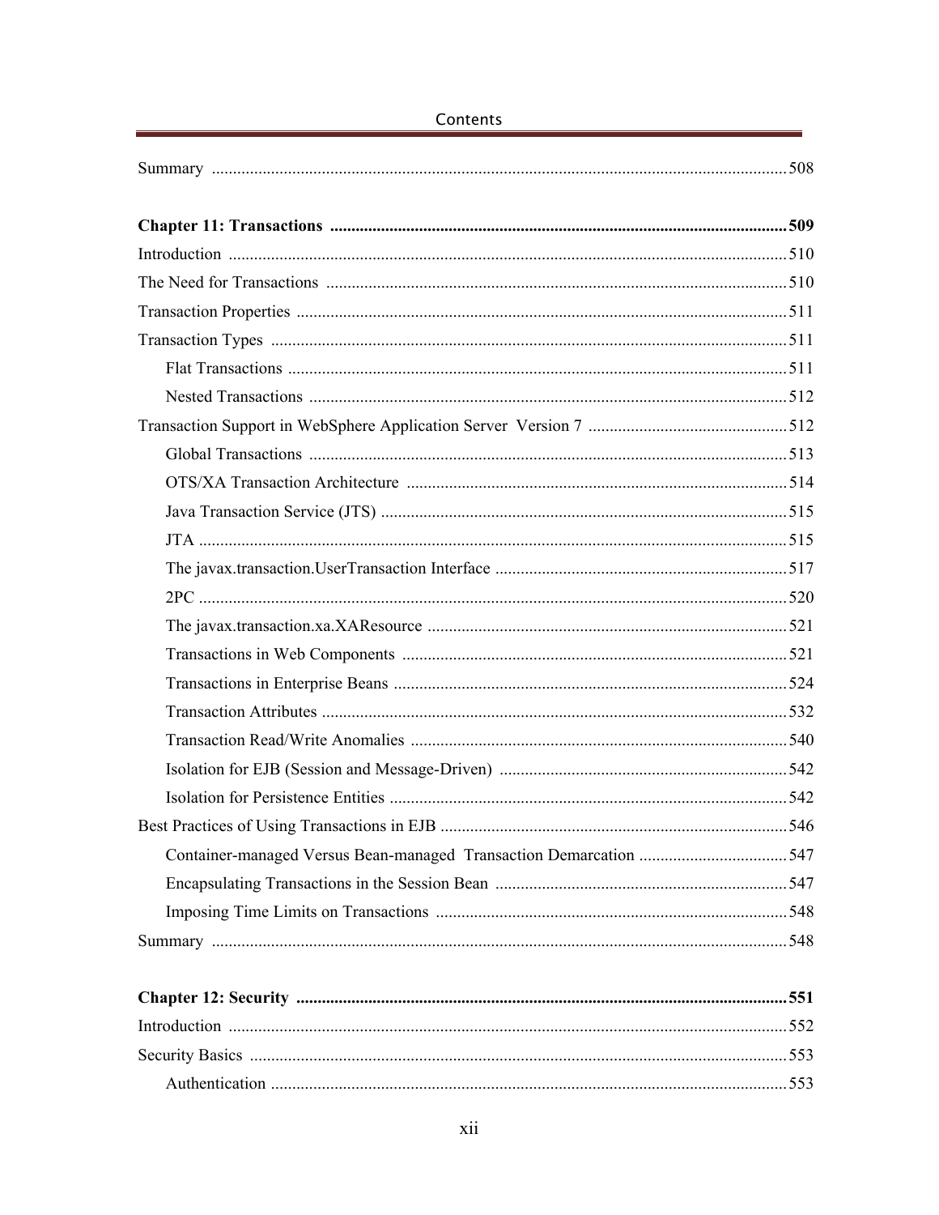Summary ..... 508

**Chapter 11: Transactions ..... 509**

Introduction ..... 510

The Need for Transactions ..... 510

Transaction Properties ..... 511

Transaction Types ..... 511

- Flat Transactions ..... 511
- Nested Transactions ..... 512

Transaction Support in WebSphere Application Server Version 7 ..... 512

- Global Transactions ..... 513
- OTS/XA Transaction Architecture ..... 514
- Java Transaction Service (JTS) ..... 515
- JTA ..... 515
- The javax.transaction.UserTransaction Interface ..... 517
- 2PC ..... 520
- The javax.transaction.xa.XAResource ..... 521
- Transactions in Web Components ..... 521
- Transactions in Enterprise Beans ..... 524
- Transaction Attributes ..... 532
- Transaction Read/Write Anomalies ..... 540
- Isolation for EJB (Session and Message-Driven) ..... 542
- Isolation for Persistence Entities ..... 542

Best Practices of Using Transactions in EJB ..... 546

- Container-managed Versus Bean-managed Transaction Demarcation ..... 547
- Encapsulating Transactions in the Session Bean ..... 547
- Imposing Time Limits on Transactions ..... 548

Summary ..... 548

**Chapter 12: Security ..... 551**

Introduction ..... 552

Security Basics ..... 553

- Authentication ..... 553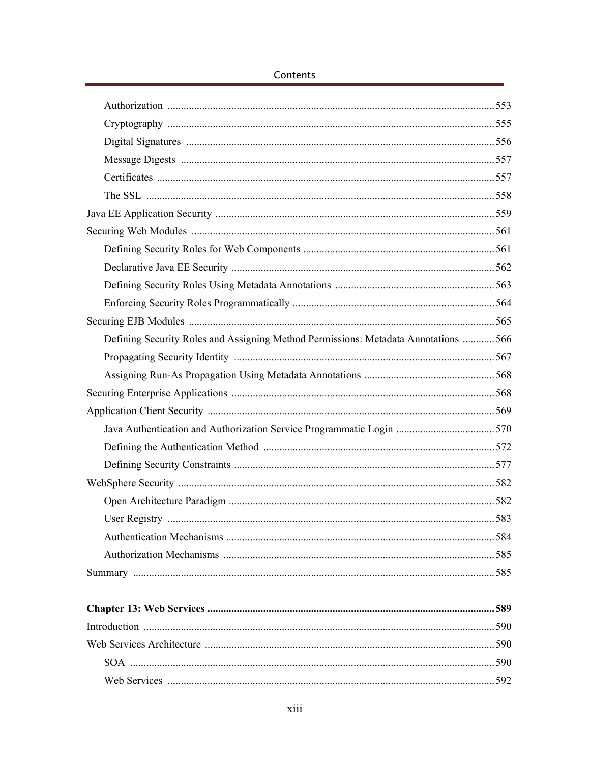- Authorization ..... 553
- Cryptography ..... 555
- Digital Signatures ..... 556
- Message Digests ..... 557
- Certificates ..... 557
- The SSL ..... 558

Java EE Application Security ..... 559

Securing Web Modules ..... 561

- Defining Security Roles for Web Components ..... 561
- Declarative Java EE Security ..... 562
- Defining Security Roles Using Metadata Annotations ..... 563
- Enforcing Security Roles Programmatically ..... 564

Securing EJB Modules ..... 565

- Defining Security Roles and Assigning Method Permissions: Metadata Annotations ..... 566
- Propagating Security Identity ..... 567
- Assigning Run-As Propagation Using Metadata Annotations ..... 568

Securing Enterprise Applications ..... 568

Application Client Security ..... 569

- Java Authentication and Authorization Service Programmatic Login ..... 570
- Defining the Authentication Method ..... 572
- Defining Security Constraints ..... 577

WebSphere Security ..... 582

- Open Architecture Paradigm ..... 582
- User Registry ..... 583
- Authentication Mechanisms ..... 584
- Authorization Mechanisms ..... 585

Summary ..... 585

**Chapter 13: Web Services ..... 589**

Introduction ..... 590

Web Services Architecture ..... 590

- SOA ..... 590
- Web Services ..... 592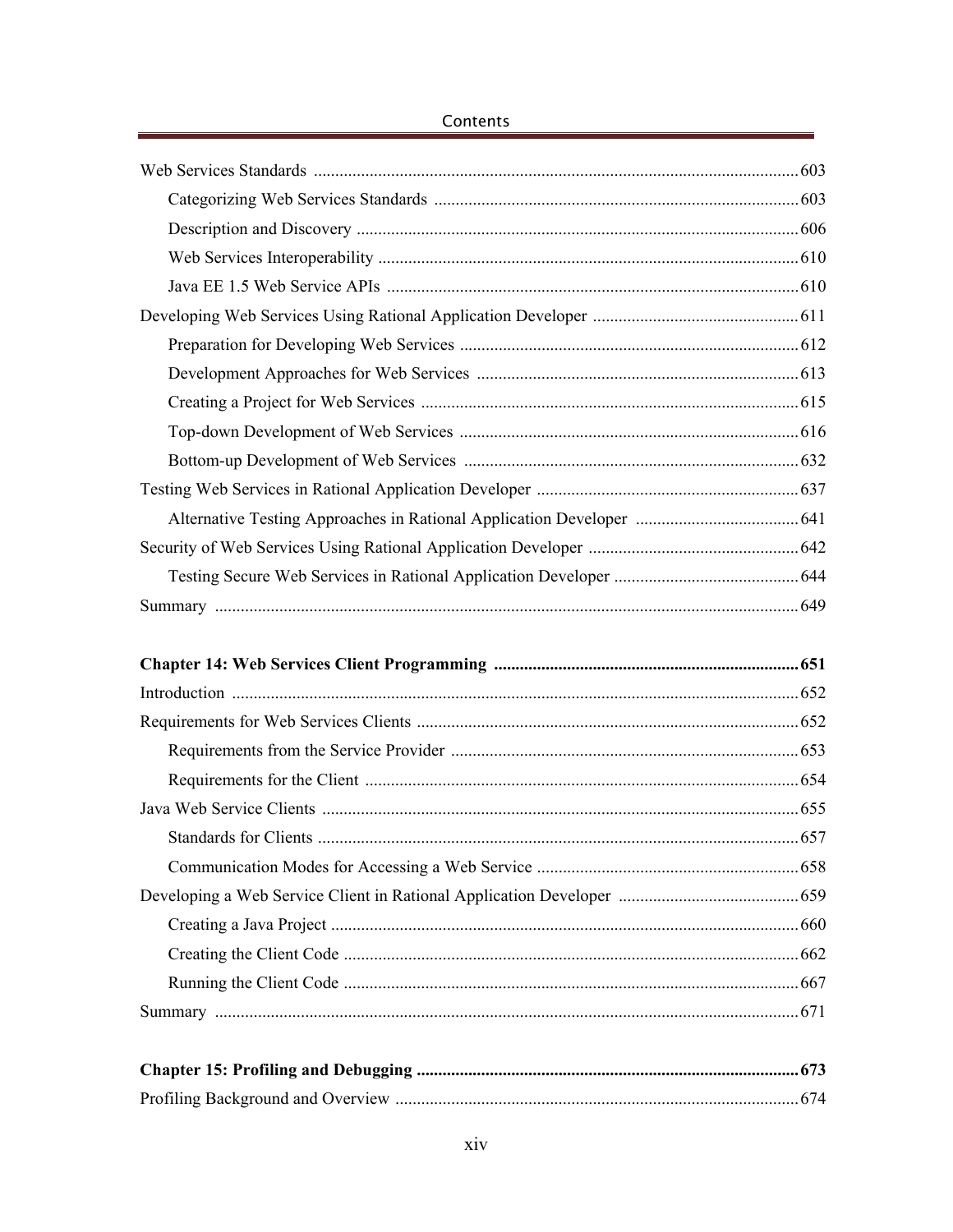Web Services Standards ................................................................................................ 603

- Categorizing Web Services Standards ..................................................................... 603
- Description and Discovery ...................................................................................... 606
- Web Services Interoperability ................................................................................. 610
- Java EE 1.5 Web Service APIs ............................................................................... 610

Developing Web Services Using Rational Application Developer ................................................ 611

- Preparation for Developing Web Services ............................................................... 612
- Development Approaches for Web Services ........................................................... 613
- Creating a Project for Web Services ........................................................................ 615
- Top-down Development of Web Services ............................................................... 616
- Bottom-up Development of Web Services .............................................................. 632

Testing Web Services in Rational Application Developer ............................................................. 637

- Alternative Testing Approaches in Rational Application Developer ...................................... 641

Security of Web Services Using Rational Application Developer ................................................. 642

- Testing Secure Web Services in Rational Application Developer ........................................... 644

Summary ....................................................................................................................... 649

**Chapter 14: Web Services Client Programming ....................................................................... 651**

Introduction ................................................................................................................... 652

Requirements for Web Services Clients ......................................................................... 652

- Requirements from the Service Provider ................................................................. 653
- Requirements for the Client ..................................................................................... 654

Java Web Service Clients .............................................................................................. 655

- Standards for Clients ............................................................................................... 657
- Communication Modes for Accessing a Web Service ............................................................. 658

Developing a Web Service Client in Rational Application Developer .......................................... 659

- Creating a Java Project ............................................................................................ 660
- Creating the Client Code ......................................................................................... 662
- Running the Client Code ......................................................................................... 667

Summary ....................................................................................................................... 671

**Chapter 15: Profiling and Debugging ........................................................................................ 673**

Profiling Background and Overview ............................................................................. 674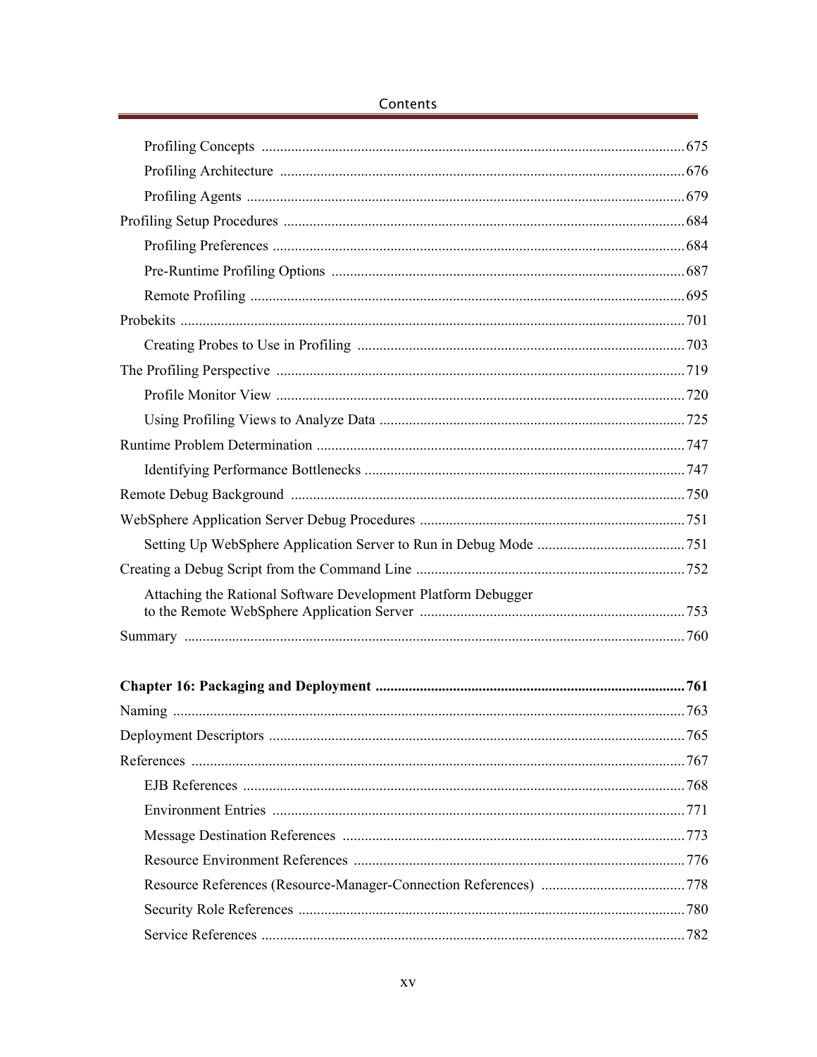Profiling Concepts ..... 675

Profiling Architecture ..... 676

Profiling Agents ..... 679

Profiling Setup Procedures ..... 684

Profiling Preferences ..... 684

Pre-Runtime Profiling Options ..... 687

Remote Profiling ..... 695

Probekits ..... 701

Creating Probes to Use in Profiling ..... 703

The Profiling Perspective ..... 719

Profile Monitor View ..... 720

Using Profiling Views to Analyze Data ..... 725

Runtime Problem Determination ..... 747

Identifying Performance Bottlenecks ..... 747

Remote Debug Background ..... 750

WebSphere Application Server Debug Procedures ..... 751

Setting Up WebSphere Application Server to Run in Debug Mode ..... 751

Creating a Debug Script from the Command Line ..... 752

Attaching the Rational Software Development Platform Debugger to the Remote WebSphere Application Server ..... 753

Summary ..... 760

**Chapter 16: Packaging and Deployment ..... 761**

Naming ..... 763

Deployment Descriptors ..... 765

References ..... 767

EJB References ..... 768

Environment Entries ..... 771

Message Destination References ..... 773

Resource Environment References ..... 776

Resource References (Resource-Manager-Connection References) ..... 778

Security Role References ..... 780

Service References ..... 782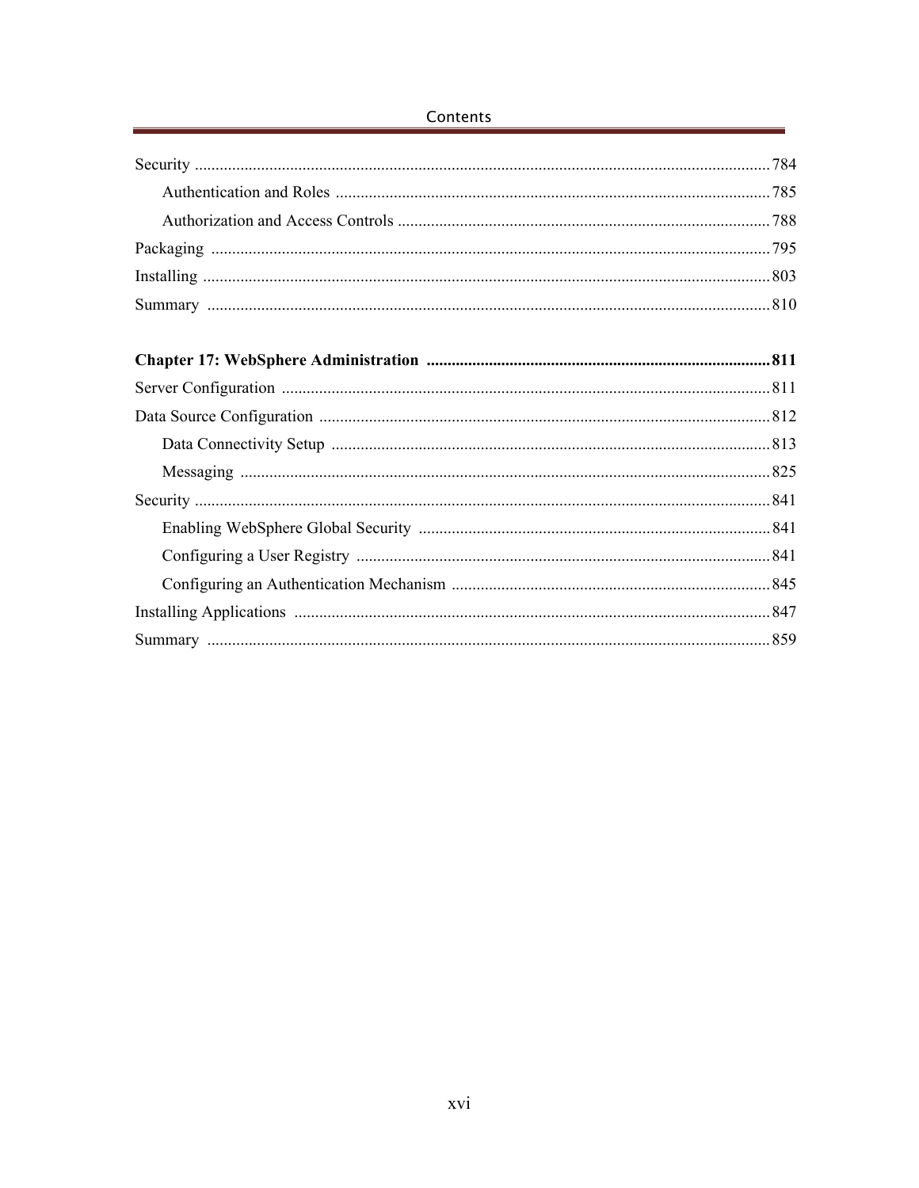Security ........................................................................................................................................ 784

    Authentication and Roles ...................................................................................................... 785

    Authorization and Access Controls ....................................................................................... 788

Packaging ..................................................................................................................................... 795

Installing ....................................................................................................................................... 803

Summary ...................................................................................................................................... 810

**Chapter 17: WebSphere Administration ................................................................................ 811**

Server Configuration .................................................................................................................... 811

Data Source Configuration ........................................................................................................... 812

    Data Connectivity Setup ........................................................................................................ 813

    Messaging ............................................................................................................................. 825

Security ........................................................................................................................................ 841

    Enabling WebSphere Global Security ................................................................................... 841

    Configuring a User Registry .................................................................................................. 841

    Configuring an Authentication Mechanism ........................................................................... 845

Installing Applications ................................................................................................................. 847

Summary ...................................................................................................................................... 859